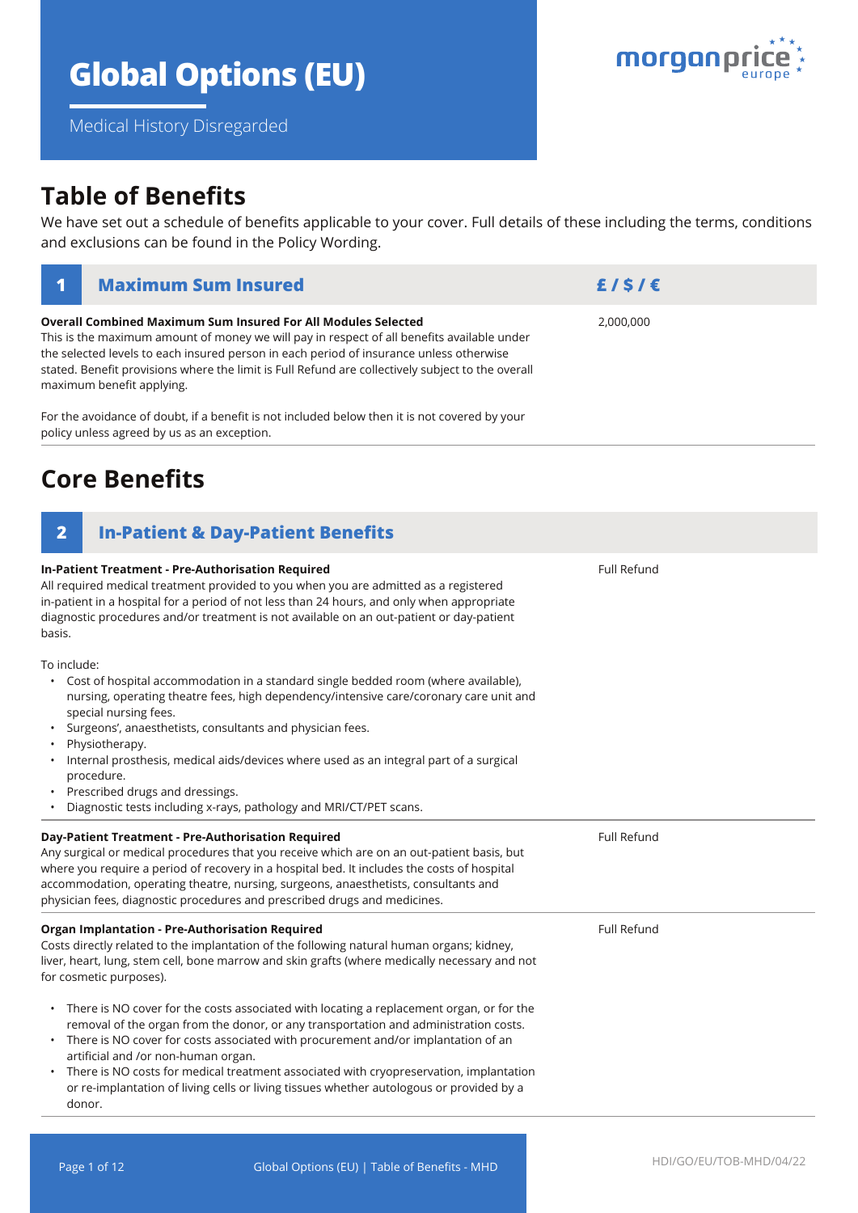# Global Options (EU)

Medical History Disregarded

## Table of Benefits

We have set out a schedule of benefits applicable to your cover. Full details of these including the terms, conditions and exclusions can be found in the Policy Wording.

| **1 Maximum Sum Insured** | **£ / $ / €** |
|---|---|
| **Overall Combined Maximum Sum Insured For All Modules Selected**<br>This is the maximum amount of money we will pay in respect of all benefits available under the selected levels to each insured person in each period of insurance unless otherwise stated. Benefit provisions where the limit is Full Refund are collectively subject to the overall maximum benefit applying.<br><br>For the avoidance of doubt, if a benefit is not included below then it is not covered by your policy unless agreed by us as an exception. | 2,000,000 |

## Core Benefits

| **2 In-Patient & Day-Patient Benefits** | |
|---|---|
| **In-Patient Treatment - Pre-Authorisation Required**<br>All required medical treatment provided to you when you are admitted as a registered in-patient in a hospital for a period of not less than 24 hours, and only when appropriate diagnostic procedures and/or treatment is not available on an out-patient or day-patient basis.<br><br>To include:<br>• Cost of hospital accommodation in a standard single bedded room (where available), nursing, operating theatre fees, high dependency/intensive care/coronary care unit and special nursing fees.<br>• Surgeons', anaesthetists, consultants and physician fees.<br>• Physiotherapy.<br>• Internal prosthesis, medical aids/devices where used as an integral part of a surgical procedure.<br>• Prescribed drugs and dressings.<br>• Diagnostic tests including x-rays, pathology and MRI/CT/PET scans. | Full Refund |
| **Day-Patient Treatment - Pre-Authorisation Required**<br>Any surgical or medical procedures that you receive which are on an out-patient basis, but where you require a period of recovery in a hospital bed. It includes the costs of hospital accommodation, operating theatre, nursing, surgeons, anaesthetists, consultants and physician fees, diagnostic procedures and prescribed drugs and medicines. | Full Refund |
| **Organ Implantation - Pre-Authorisation Required**<br>Costs directly related to the implantation of the following natural human organs; kidney, liver, heart, lung, stem cell, bone marrow and skin grafts (where medically necessary and not for cosmetic purposes).<br><br>• There is NO cover for the costs associated with locating a replacement organ, or for the removal of the organ from the donor, or any transportation and administration costs.<br>• There is NO cover for costs associated with procurement and/or implantation of an artificial and /or non-human organ.<br>• There is NO costs for medical treatment associated with cryopreservation, implantation or re-implantation of living cells or living tissues whether autologous or provided by a donor. | Full Refund |

HDI/GO/EU/TOB-MHD/04/22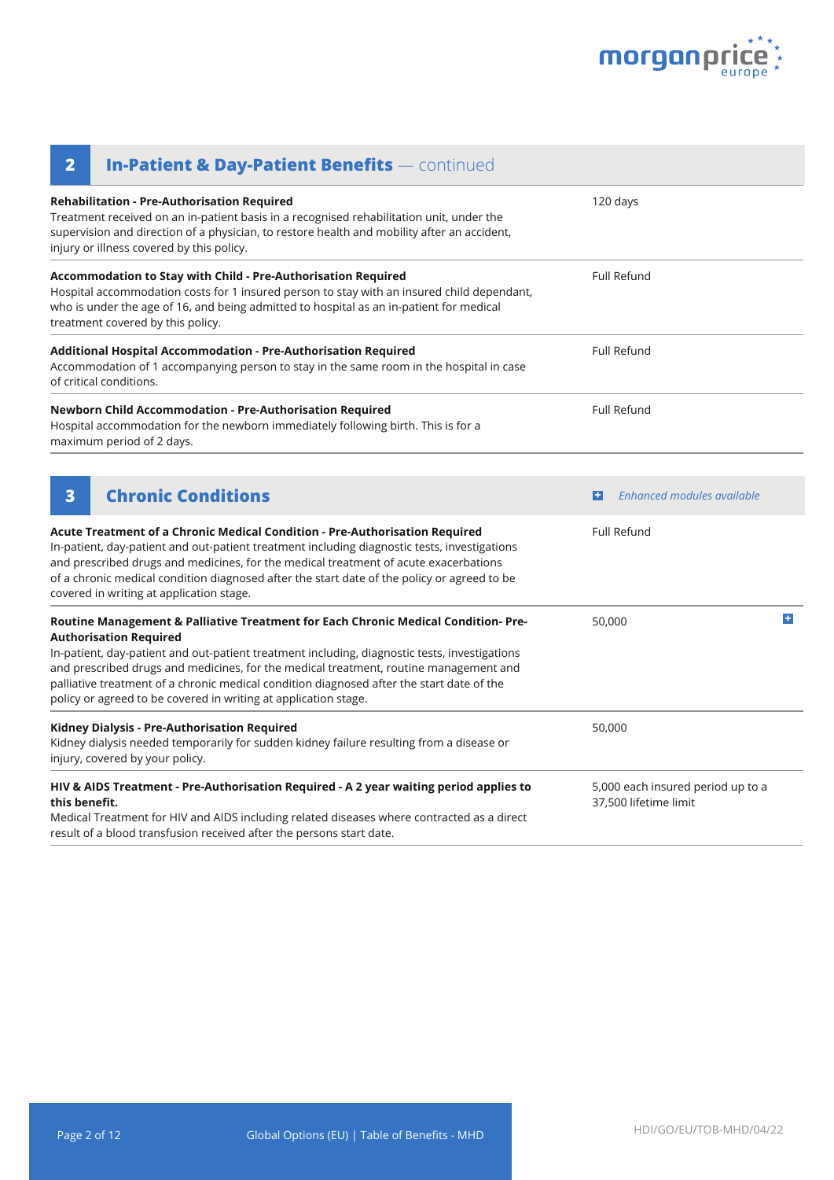## 2 In-Patient & Day-Patient Benefits — continued

| Benefit | Limit |
| --- | --- |
| **Rehabilitation - Pre-Authorisation Required**<br>Treatment received on an in-patient basis in a recognised rehabilitation unit, under the supervision and direction of a physician, to restore health and mobility after an accident, injury or illness covered by this policy. | 120 days |
| **Accommodation to Stay with Child - Pre-Authorisation Required**<br>Hospital accommodation costs for 1 insured person to stay with an insured child dependant, who is under the age of 16, and being admitted to hospital as an in-patient for medical treatment covered by this policy. | Full Refund |
| **Additional Hospital Accommodation - Pre-Authorisation Required**<br>Accommodation of 1 accompanying person to stay in the same room in the hospital in case of critical conditions. | Full Refund |
| **Newborn Child Accommodation - Pre-Authorisation Required**<br>Hospital accommodation for the newborn immediately following birth. This is for a maximum period of 2 days. | Full Refund |

## 3 Chronic Conditions

*Enhanced modules available*

| Benefit | Limit |
| --- | --- |
| **Acute Treatment of a Chronic Medical Condition - Pre-Authorisation Required**<br>In-patient, day-patient and out-patient treatment including diagnostic tests, investigations and prescribed drugs and medicines, for the medical treatment of acute exacerbations of a chronic medical condition diagnosed after the start date of the policy or agreed to be covered in writing at application stage. | Full Refund |
| **Routine Management & Palliative Treatment for Each Chronic Medical Condition- Pre-Authorisation Required**<br>In-patient, day-patient and out-patient treatment including, diagnostic tests, investigations and prescribed drugs and medicines, for the medical treatment, routine management and palliative treatment of a chronic medical condition diagnosed after the start date of the policy or agreed to be covered in writing at application stage. | 50,000 (+ Enhanced module available) |
| **Kidney Dialysis - Pre-Authorisation Required**<br>Kidney dialysis needed temporarily for sudden kidney failure resulting from a disease or injury, covered by your policy. | 50,000 |
| **HIV & AIDS Treatment - Pre-Authorisation Required - A 2 year waiting period applies to this benefit.**<br>Medical Treatment for HIV and AIDS including related diseases where contracted as a direct result of a blood transfusion received after the persons start date. | 5,000 each insured period up to a 37,500 lifetime limit |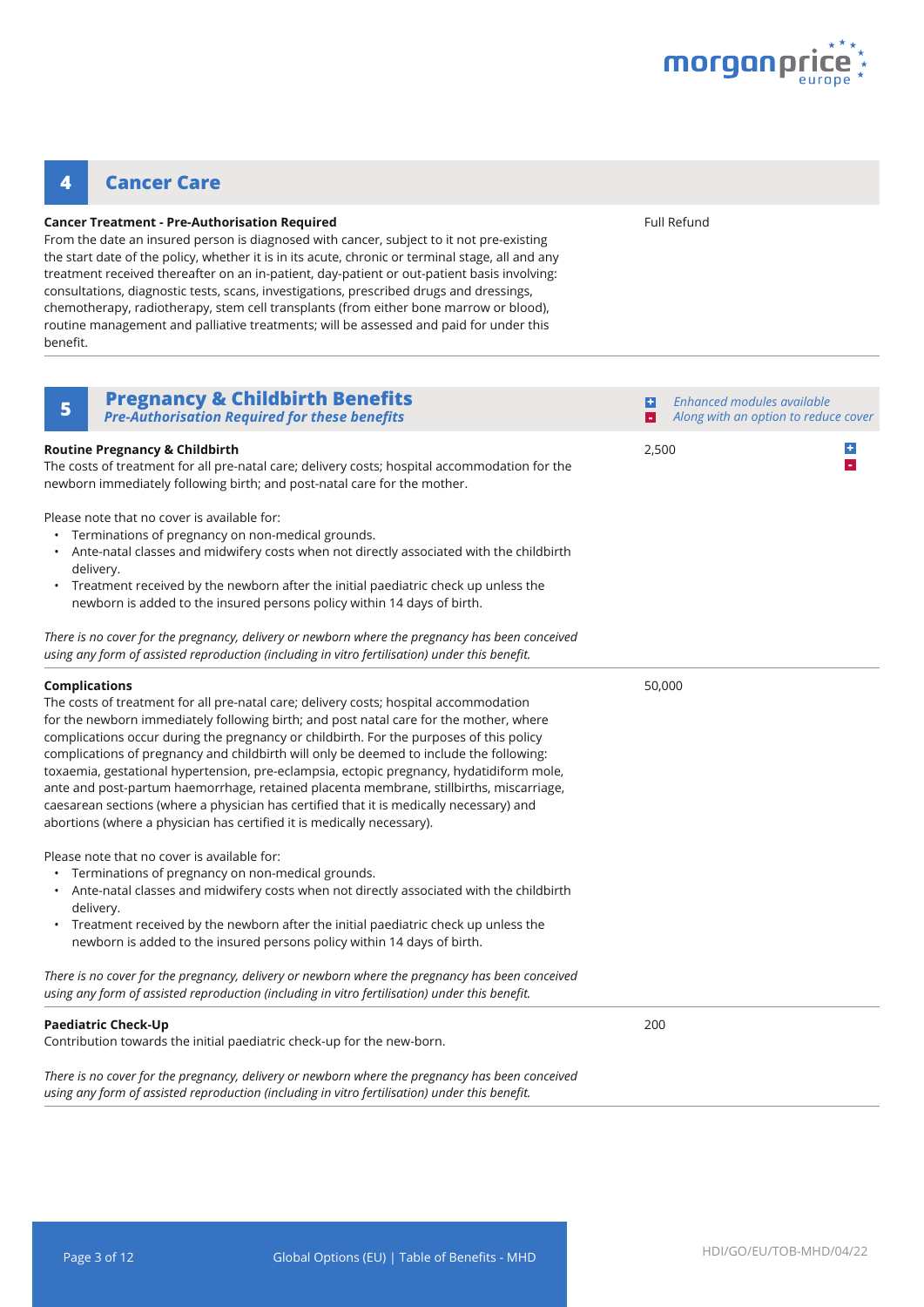## 4 Cancer Care

**Cancer Treatment - Pre-Authorisation Required**

Full Refund

From the date an insured person is diagnosed with cancer, subject to it not pre-existing the start date of the policy, whether it is in its acute, chronic or terminal stage, all and any treatment received thereafter on an in-patient, day-patient or out-patient basis involving: consultations, diagnostic tests, scans, investigations, prescribed drugs and dressings, chemotherapy, radiotherapy, stem cell transplants (from either bone marrow or blood), routine management and palliative treatments; will be assessed and paid for under this benefit.

## 5 Pregnancy & Childbirth Benefits

***Pre-Authorisation Required for these benefits***

+ *Enhanced modules available*
- *Along with an option to reduce cover*

**Routine Pregnancy & Childbirth**

2,500 (+ / -)

The costs of treatment for all pre-natal care; delivery costs; hospital accommodation for the newborn immediately following birth; and post-natal care for the mother.

Please note that no cover is available for:

- Terminations of pregnancy on non-medical grounds.
- Ante-natal classes and midwifery costs when not directly associated with the childbirth delivery.
- Treatment received by the newborn after the initial paediatric check up unless the newborn is added to the insured persons policy within 14 days of birth.

*There is no cover for the pregnancy, delivery or newborn where the pregnancy has been conceived using any form of assisted reproduction (including in vitro fertilisation) under this benefit.*

**Complications**

50,000

The costs of treatment for all pre-natal care; delivery costs; hospital accommodation for the newborn immediately following birth; and post natal care for the mother, where complications occur during the pregnancy or childbirth. For the purposes of this policy complications of pregnancy and childbirth will only be deemed to include the following: toxaemia, gestational hypertension, pre-eclampsia, ectopic pregnancy, hydatidiform mole, ante and post-partum haemorrhage, retained placenta membrane, stillbirths, miscarriage, caesarean sections (where a physician has certified that it is medically necessary) and abortions (where a physician has certified it is medically necessary).

Please note that no cover is available for:

- Terminations of pregnancy on non-medical grounds.
- Ante-natal classes and midwifery costs when not directly associated with the childbirth delivery.
- Treatment received by the newborn after the initial paediatric check up unless the newborn is added to the insured persons policy within 14 days of birth.

*There is no cover for the pregnancy, delivery or newborn where the pregnancy has been conceived using any form of assisted reproduction (including in vitro fertilisation) under this benefit.*

**Paediatric Check-Up**

200

Contribution towards the initial paediatric check-up for the new-born.

*There is no cover for the pregnancy, delivery or newborn where the pregnancy has been conceived using any form of assisted reproduction (including in vitro fertilisation) under this benefit.*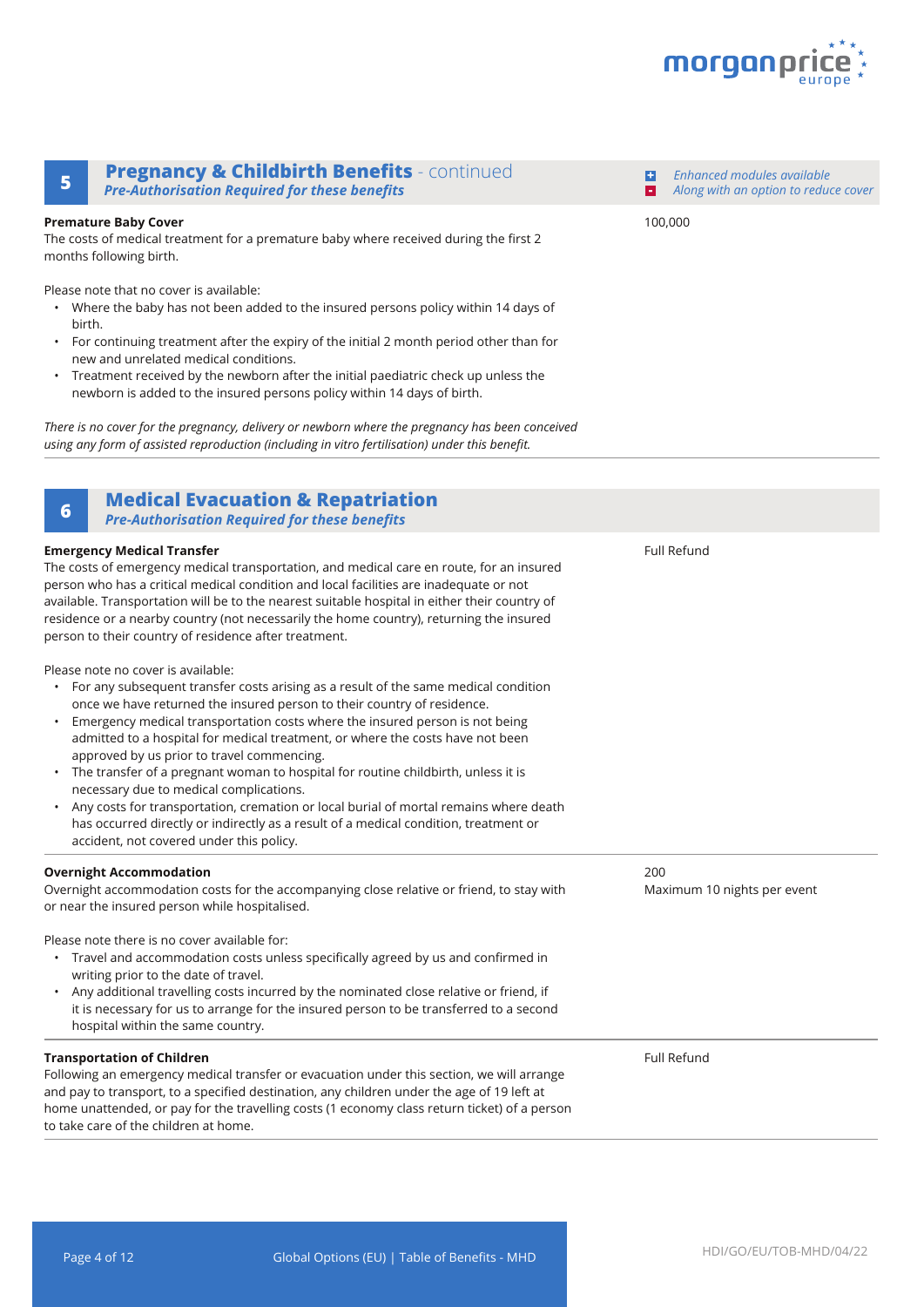## 5 Pregnancy & Childbirth Benefits - continued

***Pre-Authorisation Required for these benefits***

*Enhanced modules available*
*Along with an option to reduce cover*

| Benefit | Limit |
|---|---|
| **Premature Baby Cover**<br>The costs of medical treatment for a premature baby where received during the first 2 months following birth.<br><br>Please note that no cover is available:<br>• Where the baby has not been added to the insured persons policy within 14 days of birth.<br>• For continuing treatment after the expiry of the initial 2 month period other than for new and unrelated medical conditions.<br>• Treatment received by the newborn after the initial paediatric check up unless the newborn is added to the insured persons policy within 14 days of birth.<br><br>*There is no cover for the pregnancy, delivery or newborn where the pregnancy has been conceived using any form of assisted reproduction (including in vitro fertilisation) under this benefit.* | 100,000 |

## 6 Medical Evacuation & Repatriation

***Pre-Authorisation Required for these benefits***

| Benefit | Limit |
|---|---|
| **Emergency Medical Transfer**<br>The costs of emergency medical transportation, and medical care en route, for an insured person who has a critical medical condition and local facilities are inadequate or not available. Transportation will be to the nearest suitable hospital in either their country of residence or a nearby country (not necessarily the home country), returning the insured person to their country of residence after treatment.<br><br>Please note no cover is available:<br>• For any subsequent transfer costs arising as a result of the same medical condition once we have returned the insured person to their country of residence.<br>• Emergency medical transportation costs where the insured person is not being admitted to a hospital for medical treatment, or where the costs have not been approved by us prior to travel commencing.<br>• The transfer of a pregnant woman to hospital for routine childbirth, unless it is necessary due to medical complications.<br>• Any costs for transportation, cremation or local burial of mortal remains where death has occurred directly or indirectly as a result of a medical condition, treatment or accident, not covered under this policy. | Full Refund |
| **Overnight Accommodation**<br>Overnight accommodation costs for the accompanying close relative or friend, to stay with or near the insured person while hospitalised.<br><br>Please note there is no cover available for:<br>• Travel and accommodation costs unless specifically agreed by us and confirmed in writing prior to the date of travel.<br>• Any additional travelling costs incurred by the nominated close relative or friend, if it is necessary for us to arrange for the insured person to be transferred to a second hospital within the same country. | 200<br>Maximum 10 nights per event |
| **Transportation of Children**<br>Following an emergency medical transfer or evacuation under this section, we will arrange and pay to transport, to a specified destination, any children under the age of 19 left at home unattended, or pay for the travelling costs (1 economy class return ticket) of a person to take care of the children at home. | Full Refund |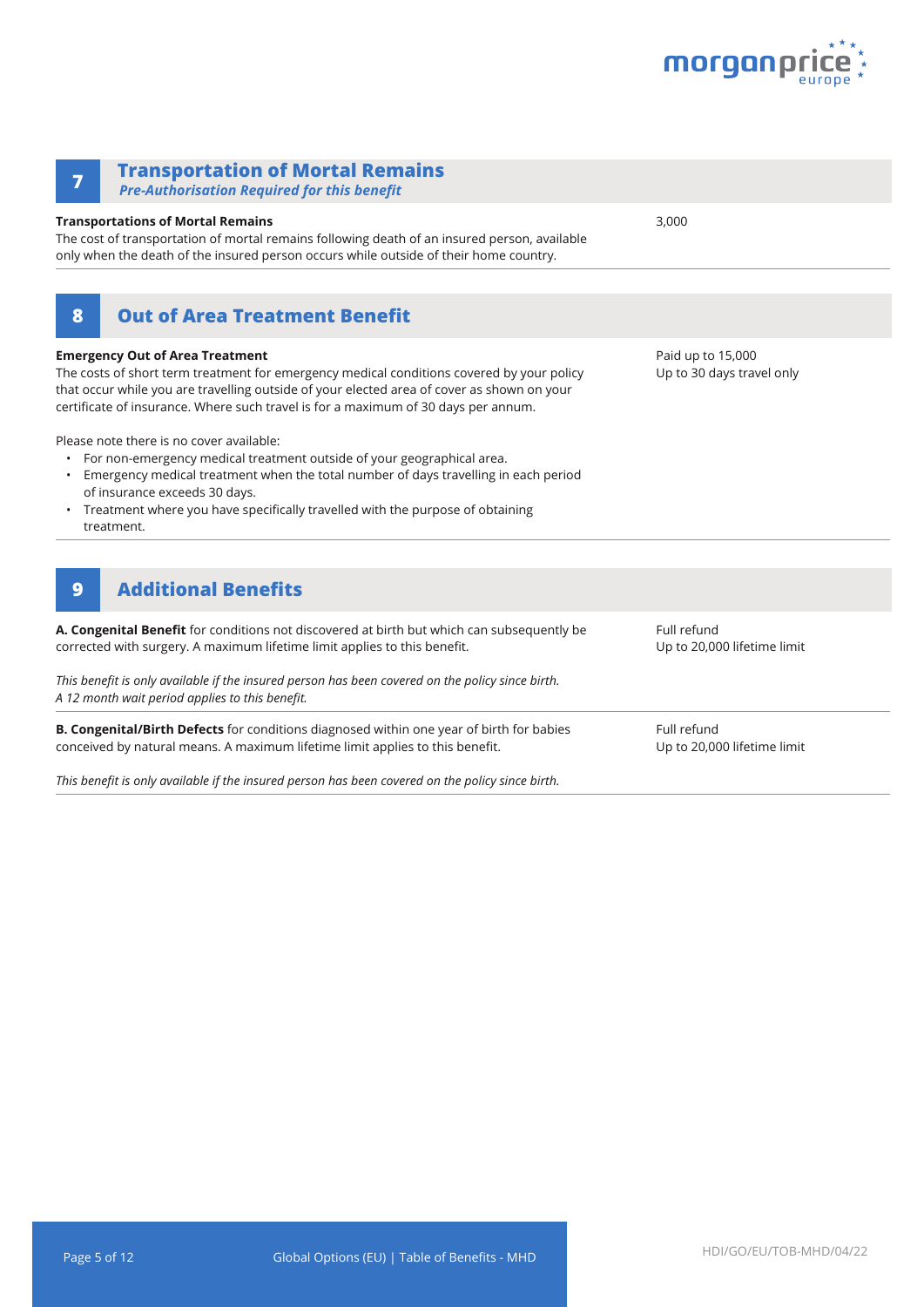## 7 Transportation of Mortal Remains

***Pre-Authorisation Required for this benefit***

| | |
|---|---|
| **Transportations of Mortal Remains**<br>The cost of transportation of mortal remains following death of an insured person, available only when the death of the insured person occurs while outside of their home country. | 3,000 |

## 8 Out of Area Treatment Benefit

| | |
|---|---|
| **Emergency Out of Area Treatment**<br>The costs of short term treatment for emergency medical conditions covered by your policy that occur while you are travelling outside of your elected area of cover as shown on your certificate of insurance. Where such travel is for a maximum of 30 days per annum. | Paid up to 15,000<br>Up to 30 days travel only |

Please note there is no cover available:

- For non-emergency medical treatment outside of your geographical area.
- Emergency medical treatment when the total number of days travelling in each period of insurance exceeds 30 days.
- Treatment where you have specifically travelled with the purpose of obtaining treatment.

## 9 Additional Benefits

| | |
|---|---|
| **A. Congenital Benefit** for conditions not discovered at birth but which can subsequently be corrected with surgery. A maximum lifetime limit applies to this benefit.<br><br>*This benefit is only available if the insured person has been covered on the policy since birth.*<br>*A 12 month wait period applies to this benefit.* | Full refund<br>Up to 20,000 lifetime limit |
| **B. Congenital/Birth Defects** for conditions diagnosed within one year of birth for babies conceived by natural means. A maximum lifetime limit applies to this benefit.<br><br>*This benefit is only available if the insured person has been covered on the policy since birth.* | Full refund<br>Up to 20,000 lifetime limit |

HDI/GO/EU/TOB-MHD/04/22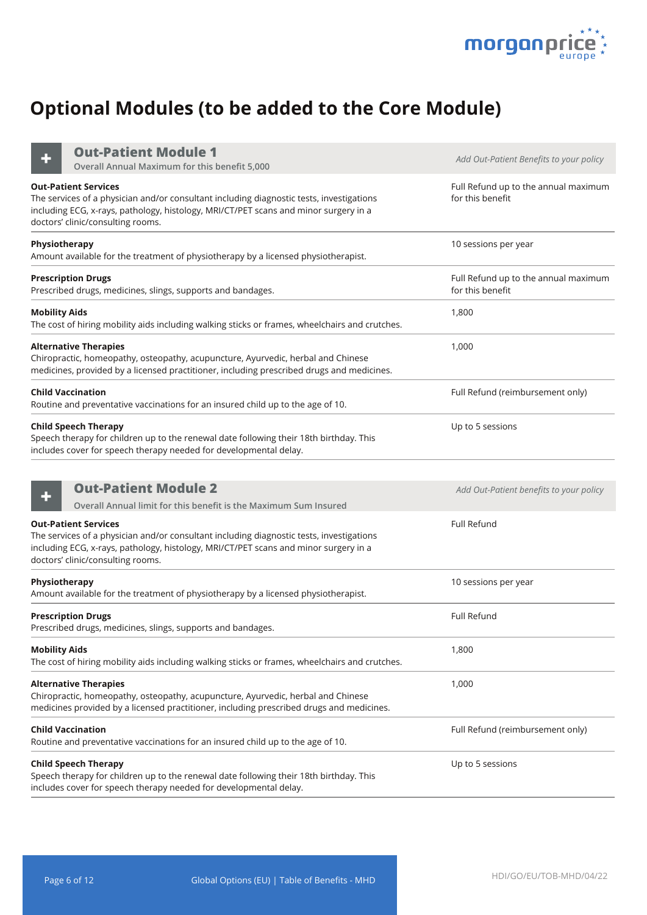# Optional Modules (to be added to the Core Module)

## Out-Patient Module 1

Overall Annual Maximum for this benefit 5,000

*Add Out-Patient Benefits to your policy*

| Benefit | |
|---|---|
| **Out-Patient Services**<br>The services of a physician and/or consultant including diagnostic tests, investigations including ECG, x-rays, pathology, histology, MRI/CT/PET scans and minor surgery in a doctors' clinic/consulting rooms. | Full Refund up to the annual maximum for this benefit |
| **Physiotherapy**<br>Amount available for the treatment of physiotherapy by a licensed physiotherapist. | 10 sessions per year |
| **Prescription Drugs**<br>Prescribed drugs, medicines, slings, supports and bandages. | Full Refund up to the annual maximum for this benefit |
| **Mobility Aids**<br>The cost of hiring mobility aids including walking sticks or frames, wheelchairs and crutches. | 1,800 |
| **Alternative Therapies**<br>Chiropractic, homeopathy, osteopathy, acupuncture, Ayurvedic, herbal and Chinese medicines, provided by a licensed practitioner, including prescribed drugs and medicines. | 1,000 |
| **Child Vaccination**<br>Routine and preventative vaccinations for an insured child up to the age of 10. | Full Refund (reimbursement only) |
| **Child Speech Therapy**<br>Speech therapy for children up to the renewal date following their 18th birthday. This includes cover for speech therapy needed for developmental delay. | Up to 5 sessions |

## Out-Patient Module 2

Overall Annual limit for this benefit is the Maximum Sum Insured

*Add Out-Patient benefits to your policy*

| Benefit | |
|---|---|
| **Out-Patient Services**<br>The services of a physician and/or consultant including diagnostic tests, investigations including ECG, x-rays, pathology, histology, MRI/CT/PET scans and minor surgery in a doctors' clinic/consulting rooms. | Full Refund |
| **Physiotherapy**<br>Amount available for the treatment of physiotherapy by a licensed physiotherapist. | 10 sessions per year |
| **Prescription Drugs**<br>Prescribed drugs, medicines, slings, supports and bandages. | Full Refund |
| **Mobility Aids**<br>The cost of hiring mobility aids including walking sticks or frames, wheelchairs and crutches. | 1,800 |
| **Alternative Therapies**<br>Chiropractic, homeopathy, osteopathy, acupuncture, Ayurvedic, herbal and Chinese medicines provided by a licensed practitioner, including prescribed drugs and medicines. | 1,000 |
| **Child Vaccination**<br>Routine and preventative vaccinations for an insured child up to the age of 10. | Full Refund (reimbursement only) |
| **Child Speech Therapy**<br>Speech therapy for children up to the renewal date following their 18th birthday. This includes cover for speech therapy needed for developmental delay. | Up to 5 sessions |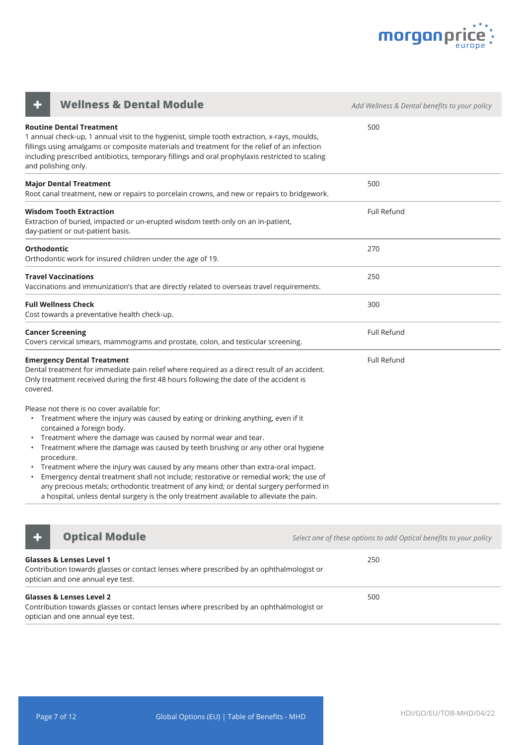## Wellness & Dental Module

*Add Wellness & Dental benefits to your policy*

| Benefit | |
|---|---|
| **Routine Dental Treatment**<br>1 annual check-up, 1 annual visit to the hygienist, simple tooth extraction, x-rays, moulds, fillings using amalgams or composite materials and treatment for the relief of an infection including prescribed antibiotics, temporary fillings and oral prophylaxis restricted to scaling and polishing only. | 500 |
| **Major Dental Treatment**<br>Root canal treatment, new or repairs to porcelain crowns, and new or repairs to bridgework. | 500 |
| **Wisdom Tooth Extraction**<br>Extraction of buried, impacted or un-erupted wisdom teeth only on an in-patient, day-patient or out-patient basis. | Full Refund |
| **Orthodontic**<br>Orthodontic work for insured children under the age of 19. | 270 |
| **Travel Vaccinations**<br>Vaccinations and immunization's that are directly related to overseas travel requirements. | 250 |
| **Full Wellness Check**<br>Cost towards a preventative health check-up. | 300 |
| **Cancer Screening**<br>Covers cervical smears, mammograms and prostate, colon, and testicular screening. | Full Refund |
| **Emergency Dental Treatment**<br>Dental treatment for immediate pain relief where required as a direct result of an accident. Only treatment received during the first 48 hours following the date of the accident is covered.<br><br>Please not there is no cover available for:<br>• Treatment where the injury was caused by eating or drinking anything, even if it contained a foreign body.<br>• Treatment where the damage was caused by normal wear and tear.<br>• Treatment where the damage was caused by teeth brushing or any other oral hygiene procedure.<br>• Treatment where the injury was caused by any means other than extra-oral impact.<br>• Emergency dental treatment shall not include; restorative or remedial work; the use of any precious metals; orthodontic treatment of any kind; or dental surgery performed in a hospital, unless dental surgery is the only treatment available to alleviate the pain. | Full Refund |

## Optical Module

*Select one of these options to add Optical benefits to your policy*

| Benefit | |
|---|---|
| **Glasses & Lenses Level 1**<br>Contribution towards glasses or contact lenses where prescribed by an ophthalmologist or optician and one annual eye test. | 250 |
| **Glasses & Lenses Level 2**<br>Contribution towards glasses or contact lenses where prescribed by an ophthalmologist or optician and one annual eye test. | 500 |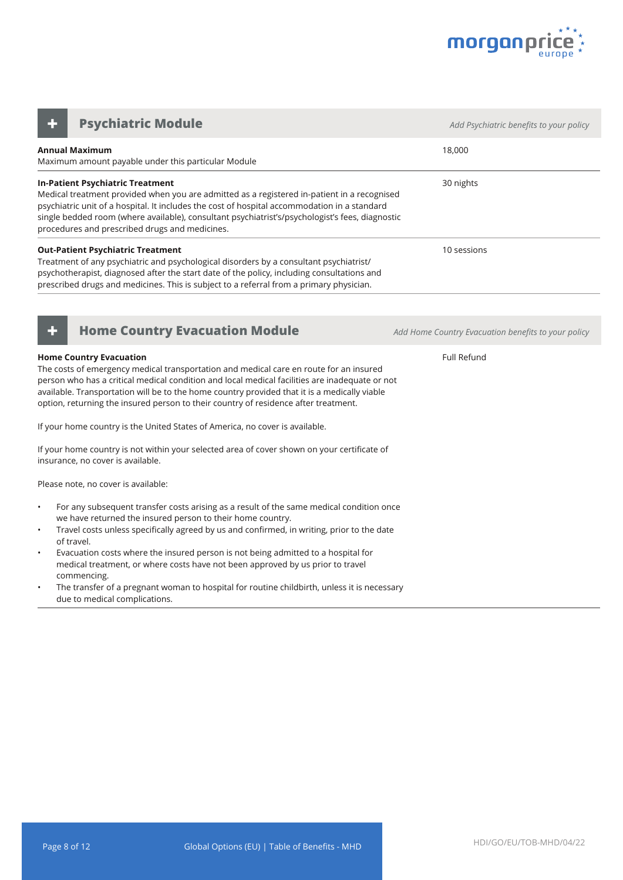## Psychiatric Module

*Add Psychiatric benefits to your policy*

| Benefit | Cover |
| --- | --- |
| **Annual Maximum**<br>Maximum amount payable under this particular Module | 18,000 |
| **In-Patient Psychiatric Treatment**<br>Medical treatment provided when you are admitted as a registered in-patient in a recognised psychiatric unit of a hospital. It includes the cost of hospital accommodation in a standard single bedded room (where available), consultant psychiatrist's/psychologist's fees, diagnostic procedures and prescribed drugs and medicines. | 30 nights |
| **Out-Patient Psychiatric Treatment**<br>Treatment of any psychiatric and psychological disorders by a consultant psychiatrist/psychotherapist, diagnosed after the start date of the policy, including consultations and prescribed drugs and medicines. This is subject to a referral from a primary physician. | 10 sessions |

## Home Country Evacuation Module

*Add Home Country Evacuation benefits to your policy*

**Home Country Evacuation** — Full Refund

The costs of emergency medical transportation and medical care en route for an insured person who has a critical medical condition and local medical facilities are inadequate or not available. Transportation will be to the home country provided that it is a medically viable option, returning the insured person to their country of residence after treatment.

If your home country is the United States of America, no cover is available.

If your home country is not within your selected area of cover shown on your certificate of insurance, no cover is available.

Please note, no cover is available:

- For any subsequent transfer costs arising as a result of the same medical condition once we have returned the insured person to their home country.
- Travel costs unless specifically agreed by us and confirmed, in writing, prior to the date of travel.
- Evacuation costs where the insured person is not being admitted to a hospital for medical treatment, or where costs have not been approved by us prior to travel commencing.
- The transfer of a pregnant woman to hospital for routine childbirth, unless it is necessary due to medical complications.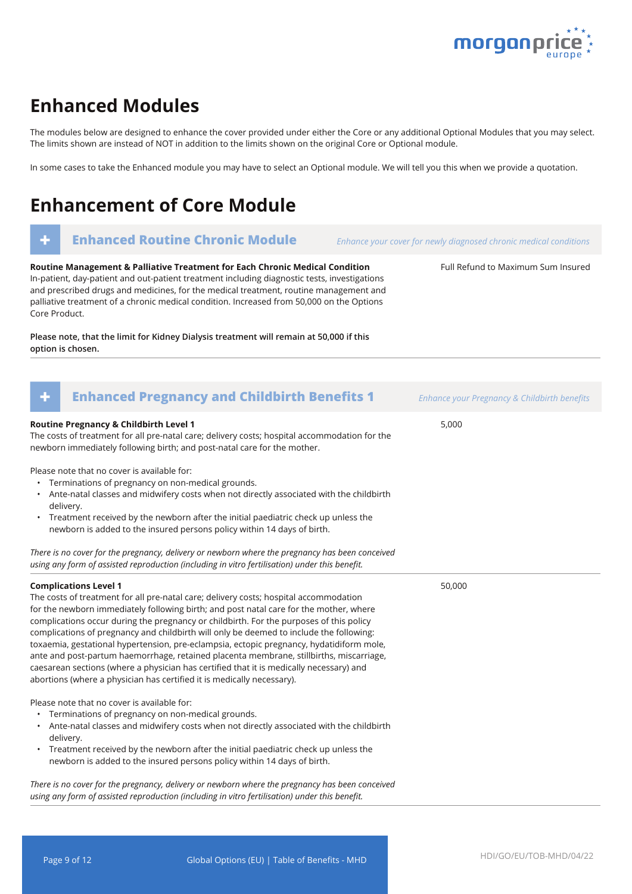# Enhanced Modules

The modules below are designed to enhance the cover provided under either the Core or any additional Optional Modules that you may select. The limits shown are instead of NOT in addition to the limits shown on the original Core or Optional module.

In some cases to take the Enhanced module you may have to select an Optional module. We will tell you this when we provide a quotation.

# Enhancement of Core Module

## + Enhanced Routine Chronic Module

*Enhance your cover for newly diagnosed chronic medical conditions*

| Benefit | Limit |
|---|---|
| **Routine Management & Palliative Treatment for Each Chronic Medical Condition**<br>In-patient, day-patient and out-patient treatment including diagnostic tests, investigations and prescribed drugs and medicines, for the medical treatment, routine management and palliative treatment of a chronic medical condition. Increased from 50,000 on the Options Core Product.<br><br>**Please note, that the limit for Kidney Dialysis treatment will remain at 50,000 if this option is chosen.** | Full Refund to Maximum Sum Insured |

## + Enhanced Pregnancy and Childbirth Benefits 1

*Enhance your Pregnancy & Childbirth benefits*

| Benefit | Limit |
|---|---|
| **Routine Pregnancy & Childbirth Level 1**<br>The costs of treatment for all pre-natal care; delivery costs; hospital accommodation for the newborn immediately following birth; and post-natal care for the mother.<br><br>Please note that no cover is available for:<br>• Terminations of pregnancy on non-medical grounds.<br>• Ante-natal classes and midwifery costs when not directly associated with the childbirth delivery.<br>• Treatment received by the newborn after the initial paediatric check up unless the newborn is added to the insured persons policy within 14 days of birth.<br><br>*There is no cover for the pregnancy, delivery or newborn where the pregnancy has been conceived using any form of assisted reproduction (including in vitro fertilisation) under this benefit.* | 5,000 |
| **Complications Level 1**<br>The costs of treatment for all pre-natal care; delivery costs; hospital accommodation for the newborn immediately following birth; and post natal care for the mother, where complications occur during the pregnancy or childbirth. For the purposes of this policy complications of pregnancy and childbirth will only be deemed to include the following: toxaemia, gestational hypertension, pre-eclampsia, ectopic pregnancy, hydatidiform mole, ante and post-partum haemorrhage, retained placenta membrane, stillbirths, miscarriage, caesarean sections (where a physician has certified that it is medically necessary) and abortions (where a physician has certified it is medically necessary).<br><br>Please note that no cover is available for:<br>• Terminations of pregnancy on non-medical grounds.<br>• Ante-natal classes and midwifery costs when not directly associated with the childbirth delivery.<br>• Treatment received by the newborn after the initial paediatric check up unless the newborn is added to the insured persons policy within 14 days of birth.<br><br>*There is no cover for the pregnancy, delivery or newborn where the pregnancy has been conceived using any form of assisted reproduction (including in vitro fertilisation) under this benefit.* | 50,000 |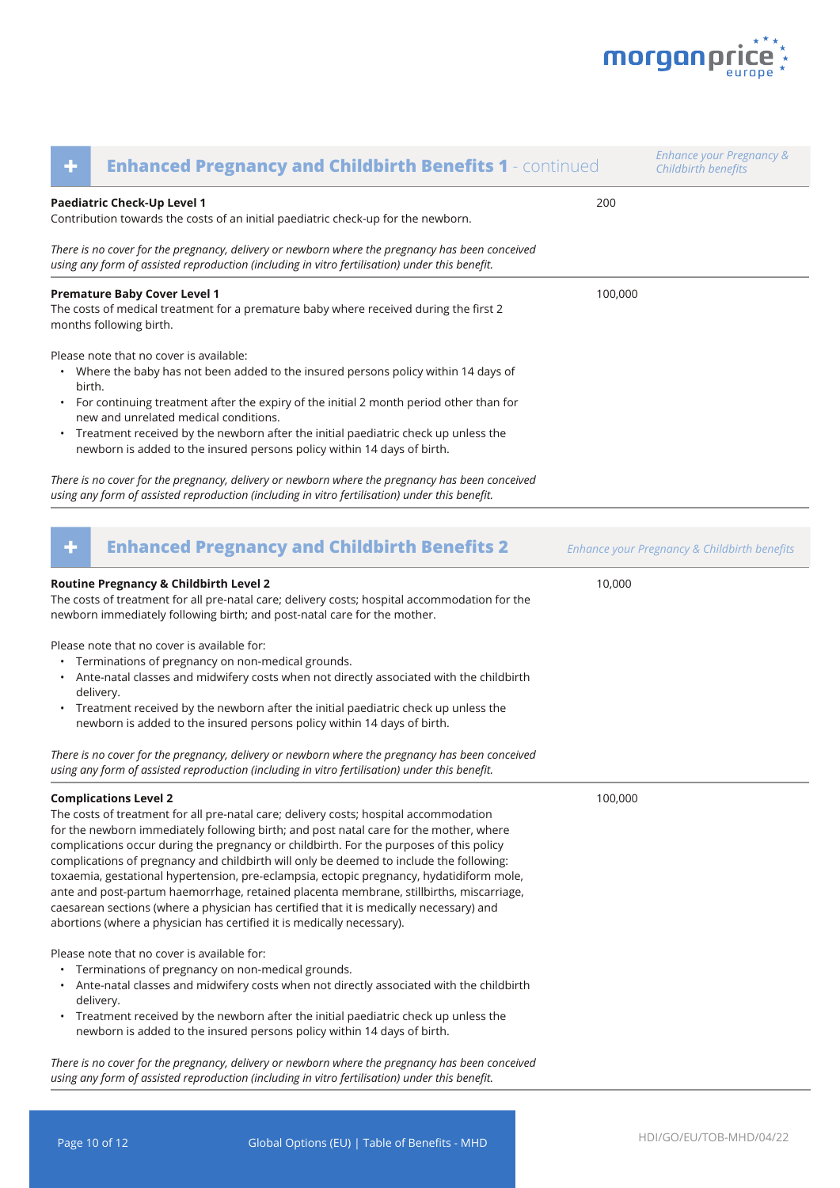## Enhanced Pregnancy and Childbirth Benefits 1 - continued

*Enhance your Pregnancy & Childbirth benefits*

**Paediatric Check-Up Level 1** — 200

Contribution towards the costs of an initial paediatric check-up for the newborn.

*There is no cover for the pregnancy, delivery or newborn where the pregnancy has been conceived using any form of assisted reproduction (including in vitro fertilisation) under this benefit.*

**Premature Baby Cover Level 1** — 100,000

The costs of medical treatment for a premature baby where received during the first 2 months following birth.

Please note that no cover is available:

- Where the baby has not been added to the insured persons policy within 14 days of birth.
- For continuing treatment after the expiry of the initial 2 month period other than for new and unrelated medical conditions.
- Treatment received by the newborn after the initial paediatric check up unless the newborn is added to the insured persons policy within 14 days of birth.

*There is no cover for the pregnancy, delivery or newborn where the pregnancy has been conceived using any form of assisted reproduction (including in vitro fertilisation) under this benefit.*

## Enhanced Pregnancy and Childbirth Benefits 2

*Enhance your Pregnancy & Childbirth benefits*

**Routine Pregnancy & Childbirth Level 2** — 10,000

The costs of treatment for all pre-natal care; delivery costs; hospital accommodation for the newborn immediately following birth; and post-natal care for the mother.

Please note that no cover is available for:

- Terminations of pregnancy on non-medical grounds.
- Ante-natal classes and midwifery costs when not directly associated with the childbirth delivery.
- Treatment received by the newborn after the initial paediatric check up unless the newborn is added to the insured persons policy within 14 days of birth.

*There is no cover for the pregnancy, delivery or newborn where the pregnancy has been conceived using any form of assisted reproduction (including in vitro fertilisation) under this benefit.*

**Complications Level 2** — 100,000

The costs of treatment for all pre-natal care; delivery costs; hospital accommodation for the newborn immediately following birth; and post natal care for the mother, where complications occur during the pregnancy or childbirth. For the purposes of this policy complications of pregnancy and childbirth will only be deemed to include the following: toxaemia, gestational hypertension, pre-eclampsia, ectopic pregnancy, hydatidiform mole, ante and post-partum haemorrhage, retained placenta membrane, stillbirths, miscarriage, caesarean sections (where a physician has certified that it is medically necessary) and abortions (where a physician has certified it is medically necessary).

Please note that no cover is available for:

- Terminations of pregnancy on non-medical grounds.
- Ante-natal classes and midwifery costs when not directly associated with the childbirth delivery.
- Treatment received by the newborn after the initial paediatric check up unless the newborn is added to the insured persons policy within 14 days of birth.

*There is no cover for the pregnancy, delivery or newborn where the pregnancy has been conceived using any form of assisted reproduction (including in vitro fertilisation) under this benefit.*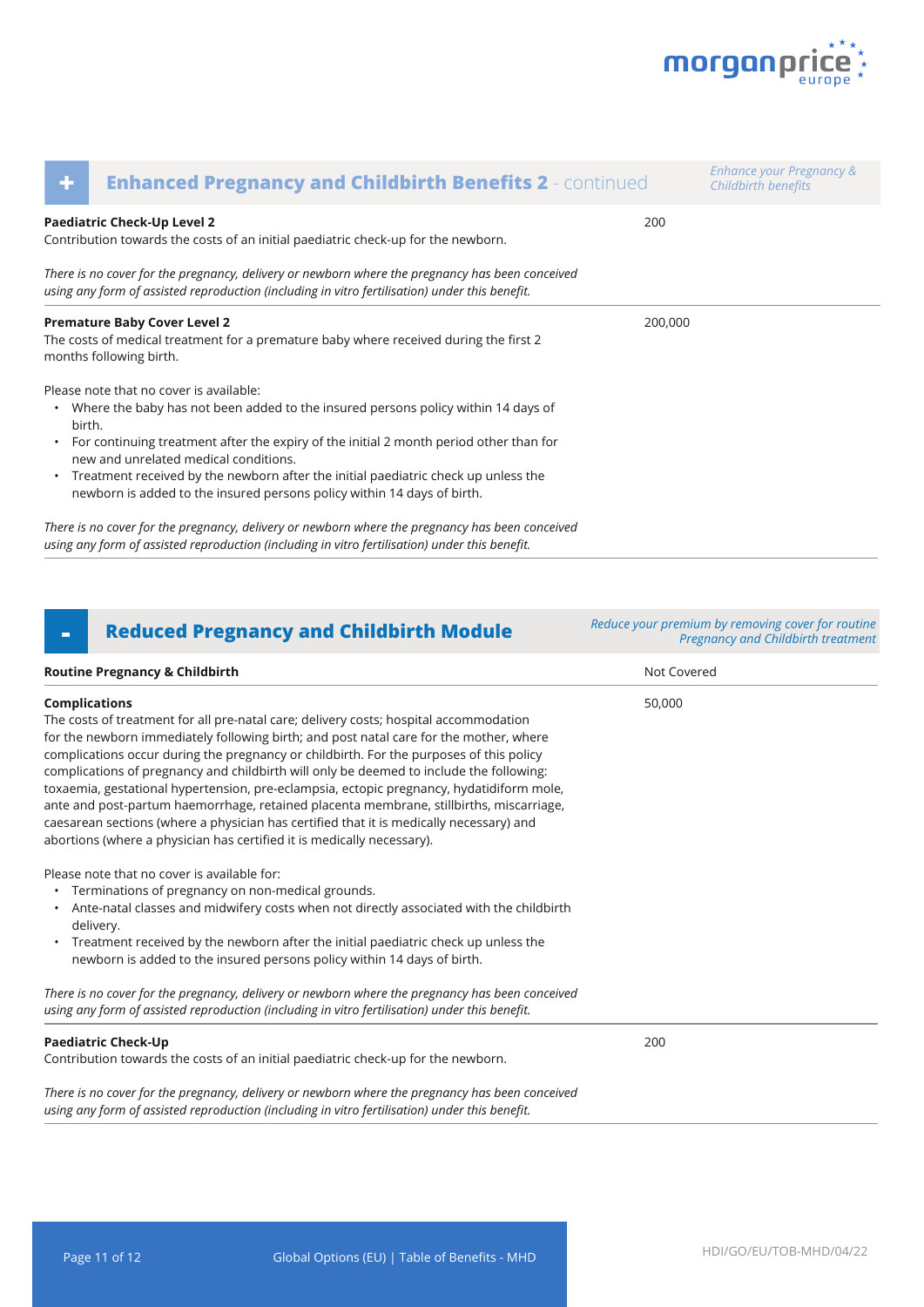## + Enhanced Pregnancy and Childbirth Benefits 2 - continued

*Enhance your Pregnancy & Childbirth benefits*

**Paediatric Check-Up Level 2**
Contribution towards the costs of an initial paediatric check-up for the newborn.

200

*There is no cover for the pregnancy, delivery or newborn where the pregnancy has been conceived using any form of assisted reproduction (including in vitro fertilisation) under this benefit.*

---

**Premature Baby Cover Level 2**
The costs of medical treatment for a premature baby where received during the first 2 months following birth.

200,000

Please note that no cover is available:

- Where the baby has not been added to the insured persons policy within 14 days of birth.
- For continuing treatment after the expiry of the initial 2 month period other than for new and unrelated medical conditions.
- Treatment received by the newborn after the initial paediatric check up unless the newborn is added to the insured persons policy within 14 days of birth.

*There is no cover for the pregnancy, delivery or newborn where the pregnancy has been conceived using any form of assisted reproduction (including in vitro fertilisation) under this benefit.*

---

## - Reduced Pregnancy and Childbirth Module

*Reduce your premium by removing cover for routine Pregnancy and Childbirth treatment*

**Routine Pregnancy & Childbirth**

Not Covered

---

**Complications**
The costs of treatment for all pre-natal care; delivery costs; hospital accommodation for the newborn immediately following birth; and post natal care for the mother, where complications occur during the pregnancy or childbirth. For the purposes of this policy complications of pregnancy and childbirth will only be deemed to include the following: toxaemia, gestational hypertension, pre-eclampsia, ectopic pregnancy, hydatidiform mole, ante and post-partum haemorrhage, retained placenta membrane, stillbirths, miscarriage, caesarean sections (where a physician has certified that it is medically necessary) and abortions (where a physician has certified it is medically necessary).

50,000

Please note that no cover is available for:

- Terminations of pregnancy on non-medical grounds.
- Ante-natal classes and midwifery costs when not directly associated with the childbirth delivery.
- Treatment received by the newborn after the initial paediatric check up unless the newborn is added to the insured persons policy within 14 days of birth.

*There is no cover for the pregnancy, delivery or newborn where the pregnancy has been conceived using any form of assisted reproduction (including in vitro fertilisation) under this benefit.*

---

**Paediatric Check-Up**
Contribution towards the costs of an initial paediatric check-up for the newborn.

200

*There is no cover for the pregnancy, delivery or newborn where the pregnancy has been conceived using any form of assisted reproduction (including in vitro fertilisation) under this benefit.*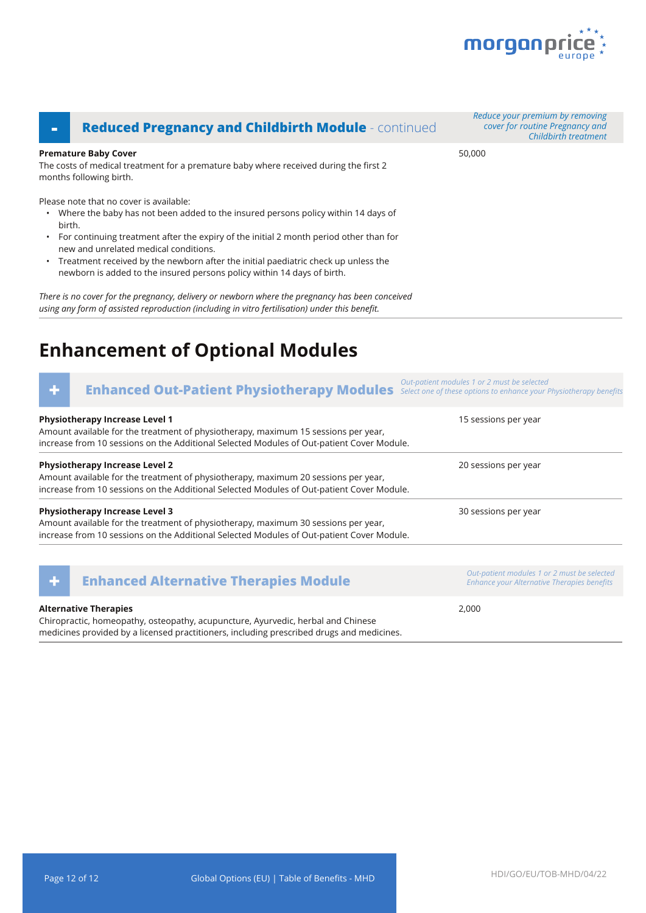## - Reduced Pregnancy and Childbirth Module - continued

*Reduce your premium by removing cover for routine Pregnancy and Childbirth treatment*

| | |
|---|---|
| **Premature Baby Cover**<br>The costs of medical treatment for a premature baby where received during the first 2 months following birth.<br><br>Please note that no cover is available:<br>• Where the baby has not been added to the insured persons policy within 14 days of birth.<br>• For continuing treatment after the expiry of the initial 2 month period other than for new and unrelated medical conditions.<br>• Treatment received by the newborn after the initial paediatric check up unless the newborn is added to the insured persons policy within 14 days of birth.<br><br>*There is no cover for the pregnancy, delivery or newborn where the pregnancy has been conceived using any form of assisted reproduction (including in vitro fertilisation) under this benefit.* | 50,000 |

# Enhancement of Optional Modules

## + Enhanced Out-Patient Physiotherapy Modules

*Out-patient modules 1 or 2 must be selected*
*Select one of these options to enhance your Physiotherapy benefits*

| | |
|---|---|
| **Physiotherapy Increase Level 1**<br>Amount available for the treatment of physiotherapy, maximum 15 sessions per year, increase from 10 sessions on the Additional Selected Modules of Out-patient Cover Module. | 15 sessions per year |
| **Physiotherapy Increase Level 2**<br>Amount available for the treatment of physiotherapy, maximum 20 sessions per year, increase from 10 sessions on the Additional Selected Modules of Out-patient Cover Module. | 20 sessions per year |
| **Physiotherapy Increase Level 3**<br>Amount available for the treatment of physiotherapy, maximum 30 sessions per year, increase from 10 sessions on the Additional Selected Modules of Out-patient Cover Module. | 30 sessions per year |

## + Enhanced Alternative Therapies Module

*Out-patient modules 1 or 2 must be selected*
*Enhance your Alternative Therapies benefits*

| | |
|---|---|
| **Alternative Therapies**<br>Chiropractic, homeopathy, osteopathy, acupuncture, Ayurvedic, herbal and Chinese medicines provided by a licensed practitioners, including prescribed drugs and medicines. | 2,000 |

HDI/GO/EU/TOB-MHD/04/22